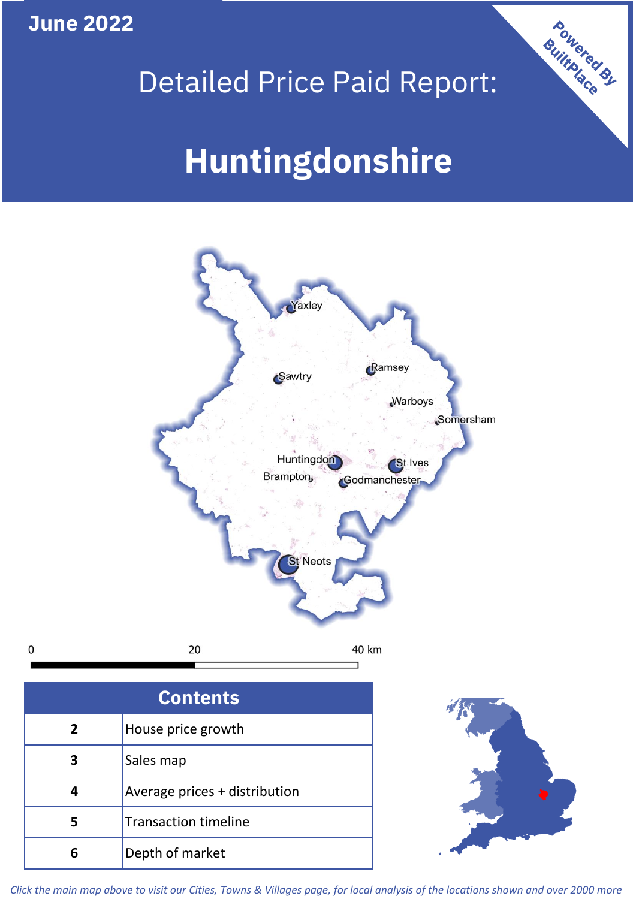June 2022

# Detailed Price Paid Report:

# Huntingdonshire

Powered By BuiltPlace

## Contents

| | |
|---|---|
| 2 | House price growth |
| 3 | Sales map |
| 4 | Average prices + distribution |
| 5 | Transaction timeline |
| 6 | Depth of market |

*Click the main map above to visit our Cities, Towns & Villages page, for local analysis of the locations shown and over 2000 more*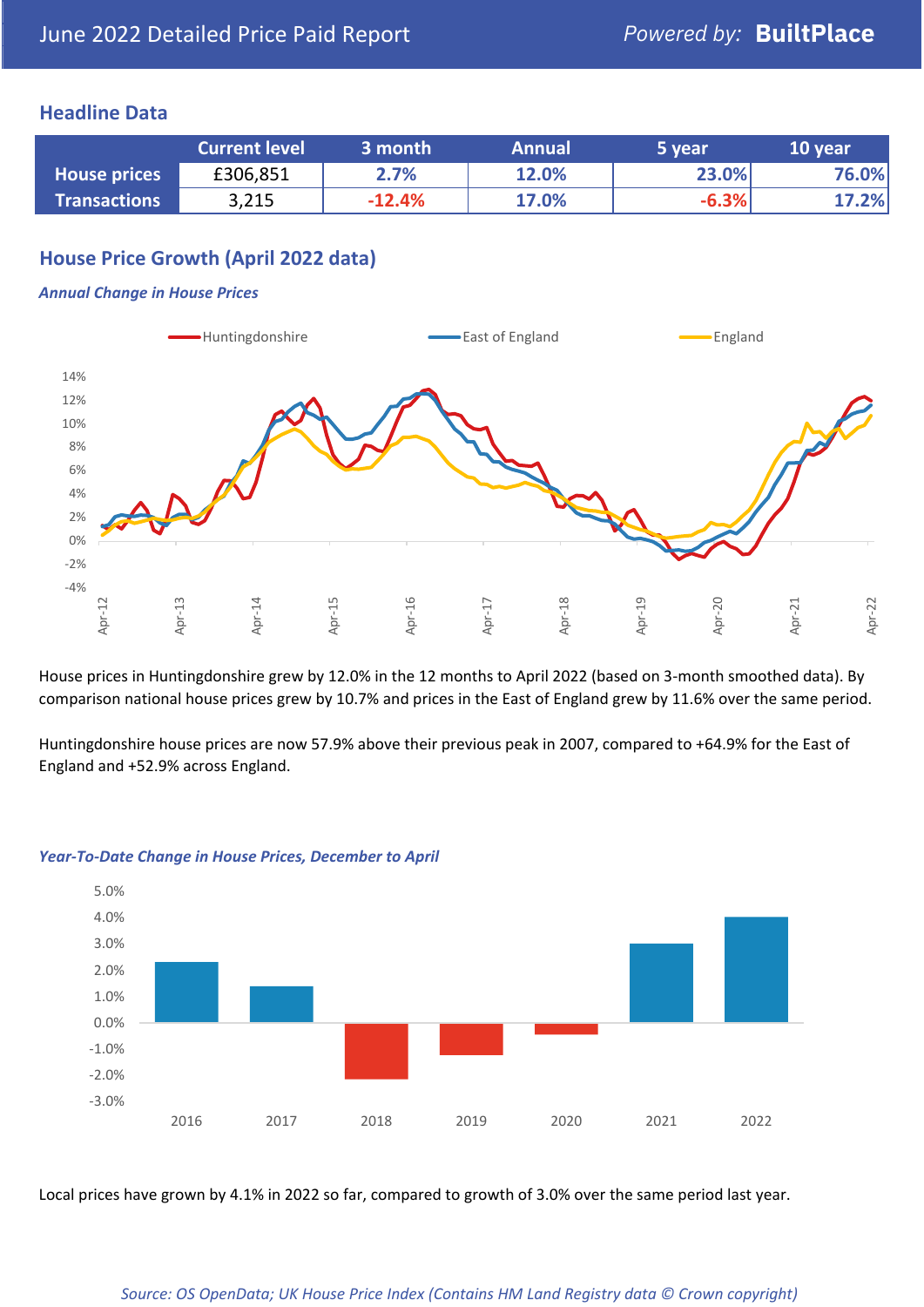June 2022 Detailed Price Paid Report

*Powered by:* **BuiltPlace**

## Headline Data

| | Current level | 3 month | Annual | 5 year | 10 year |
|---|---|---|---|---|---|
| **House prices** | £306,851 | 2.7% | 12.0% | 23.0% | 76.0% |
| **Transactions** | 3,215 | -12.4% | 17.0% | -6.3% | 17.2% |

## House Price Growth (April 2022 data)

### *Annual Change in House Prices*

House prices in Huntingdonshire grew by 12.0% in the 12 months to April 2022 (based on 3-month smoothed data). By comparison national house prices grew by 10.7% and prices in the East of England grew by 11.6% over the same period.

Huntingdonshire house prices are now 57.9% above their previous peak in 2007, compared to +64.9% for the East of England and +52.9% across England.

### *Year-To-Date Change in House Prices, December to April*

Local prices have grown by 4.1% in 2022 so far, compared to growth of 3.0% over the same period last year.

*Source: OS OpenData; UK House Price Index (Contains HM Land Registry data © Crown copyright)*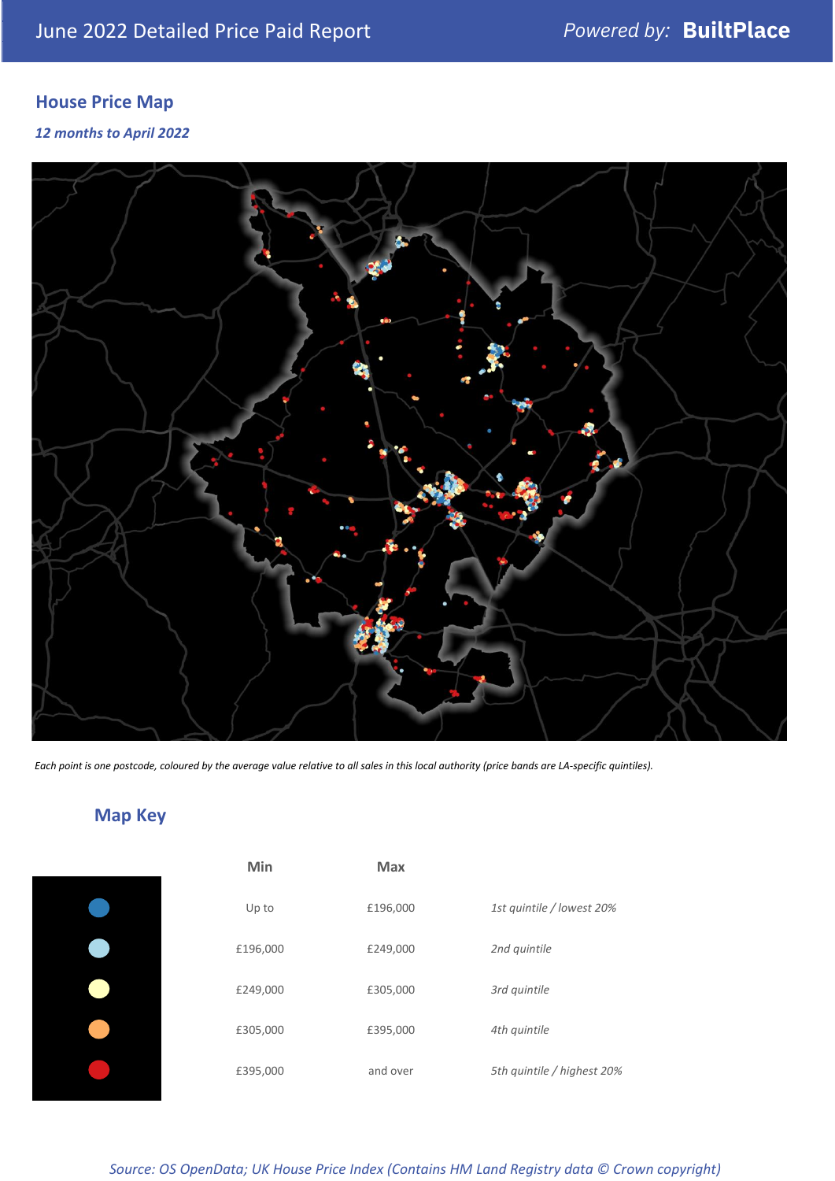June 2022 Detailed Price Paid Report

Powered by: **BuiltPlace**

## House Price Map

*12 months to April 2022*

*Each point is one postcode, coloured by the average value relative to all sales in this local authority (price bands are LA-specific quintiles).*

## Map Key

| | Min | Max | |
|---|---|---|---|
| Dark blue | Up to | £196,000 | *1st quintile / lowest 20%* |
| Light blue | £196,000 | £249,000 | *2nd quintile* |
| Pale yellow | £249,000 | £305,000 | *3rd quintile* |
| Orange | £305,000 | £395,000 | *4th quintile* |
| Red | £395,000 | and over | *5th quintile / highest 20%* |

*Source: OS OpenData; UK House Price Index (Contains HM Land Registry data © Crown copyright)*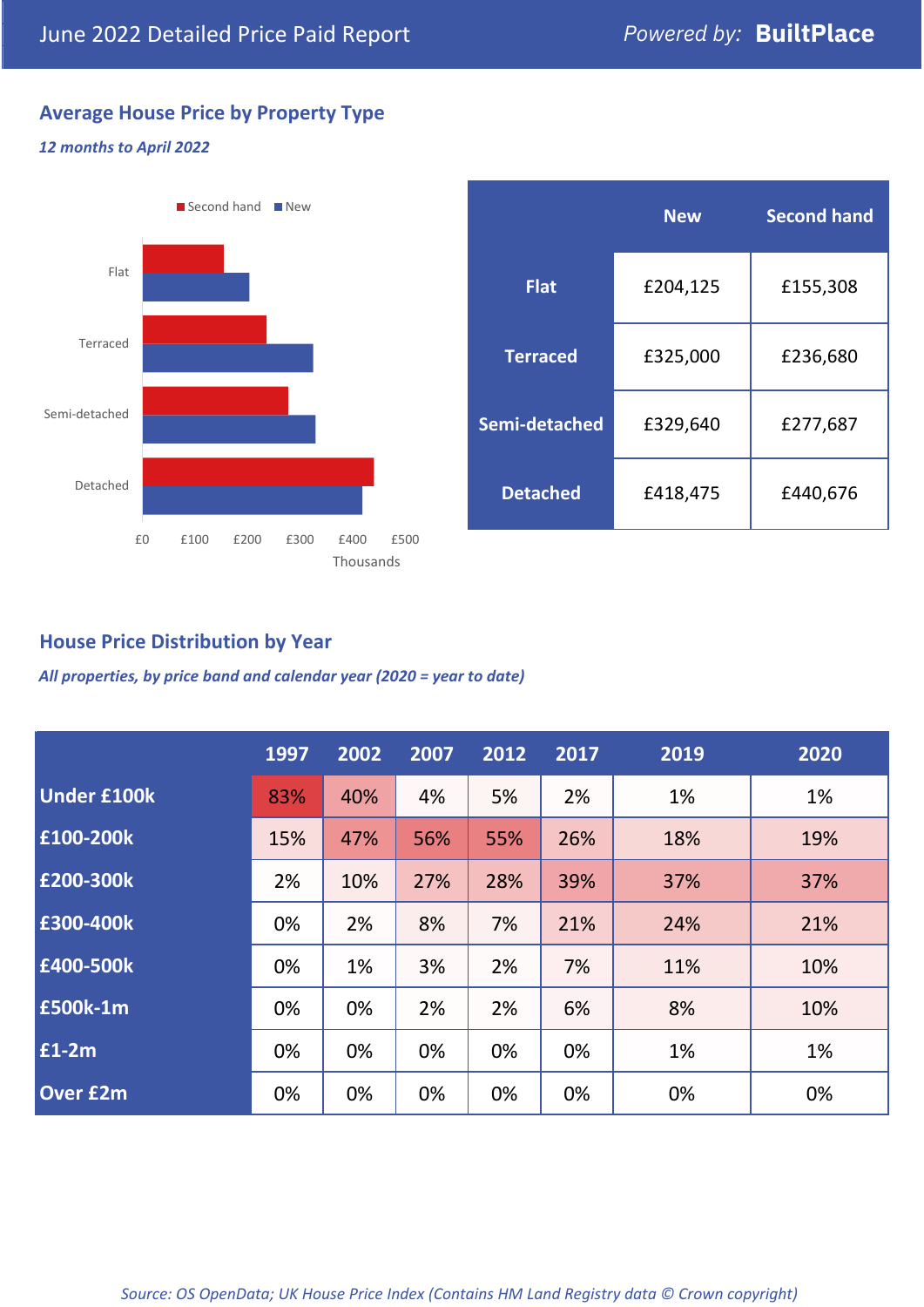June 2022 Detailed Price Paid Report

*Powered by:* **BuiltPlace**

## Average House Price by Property Type

*12 months to April 2022*

|  | New | Second hand |
|---|---|---|
| Flat | £204,125 | £155,308 |
| Terraced | £325,000 | £236,680 |
| Semi-detached | £329,640 | £277,687 |
| Detached | £418,475 | £440,676 |

## House Price Distribution by Year

*All properties, by price band and calendar year (2020 = year to date)*

|  | 1997 | 2002 | 2007 | 2012 | 2017 | 2019 | 2020 |
|---|---|---|---|---|---|---|---|
| Under £100k | 83% | 40% | 4% | 5% | 2% | 1% | 1% |
| £100-200k | 15% | 47% | 56% | 55% | 26% | 18% | 19% |
| £200-300k | 2% | 10% | 27% | 28% | 39% | 37% | 37% |
| £300-400k | 0% | 2% | 8% | 7% | 21% | 24% | 21% |
| £400-500k | 0% | 1% | 3% | 2% | 7% | 11% | 10% |
| £500k-1m | 0% | 0% | 2% | 2% | 6% | 8% | 10% |
| £1-2m | 0% | 0% | 0% | 0% | 0% | 1% | 1% |
| Over £2m | 0% | 0% | 0% | 0% | 0% | 0% | 0% |

*Source: OS OpenData; UK House Price Index (Contains HM Land Registry data © Crown copyright)*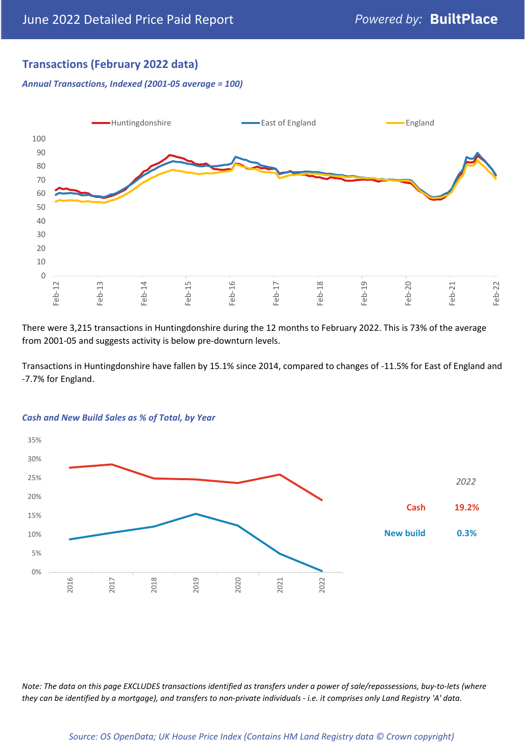## Transactions (February 2022 data)

*Annual Transactions, Indexed (2001-05 average = 100)*

There were 3,215 transactions in Huntingdonshire during the 12 months to February 2022. This is 73% of the average from 2001-05 and suggests activity is below pre-downturn levels.

Transactions in Huntingdonshire have fallen by 15.1% since 2014, compared to changes of -11.5% for East of England and -7.7% for England.

*Cash and New Build Sales as % of Total, by Year*

| 2022 | |
|---|---|
| Cash | 19.2% |
| New build | 0.3% |

*Note: The data on this page EXCLUDES transactions identified as transfers under a power of sale/repossessions, buy-to-lets (where they can be identified by a mortgage), and transfers to non-private individuals - i.e. it comprises only Land Registry 'A' data.*

*Source: OS OpenData; UK House Price Index (Contains HM Land Registry data © Crown copyright)*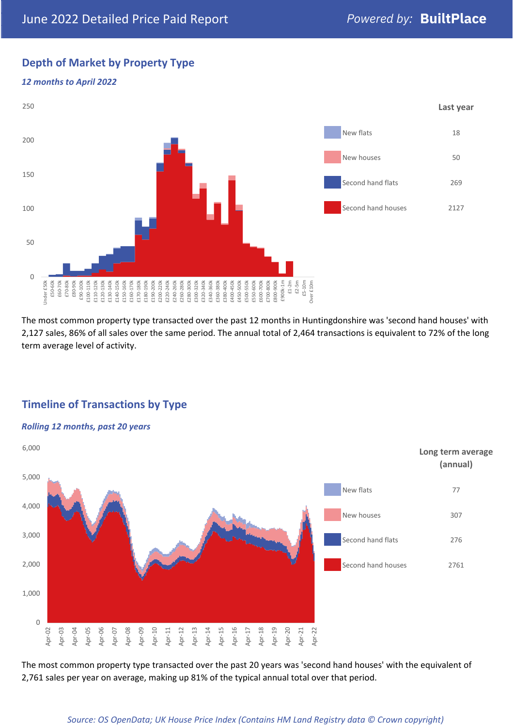June 2022 Detailed Price Paid Report

Powered by: **BuiltPlace**

## Depth of Market by Property Type

*12 months to April 2022*

250
200
150
100
50
0

Under £50k, £50-60k, £60-70k, £70-80k, £80-90k, £90-100k, £100-110k, £110-120k, £120-130k, £130-140k, £140-150k, £150-160k, £160-170k, £170-180k, £180-190k, £190-200k, £200-220k, £220-240k, £240-260k, £260-280k, £280-300k, £300-320k, £320-340k, £340-360k, £360-380k, £380-400k, £400-450k, £450-500k, £500-550k, £550-600k, £600-700k, £700-800k, £800-900k, £900k-1m, £1-2m, £2-5m, £5-10m, Over £10m

Last year

New flats 18

New houses 50

Second hand flats 269

Second hand houses 2127

The most common property type transacted over the past 12 months in Huntingdonshire was 'second hand houses' with 2,127 sales, 86% of all sales over the same period. The annual total of 2,464 transactions is equivalent to 72% of the long term average level of activity.

## Timeline of Transactions by Type

*Rolling 12 months, past 20 years*

6,000
5,000
4,000
3,000
2,000
1,000
0

Apr-02, Apr-03, Apr-04, Apr-05, Apr-06, Apr-07, Apr-08, Apr-09, Apr-10, Apr-11, Apr-12, Apr-13, Apr-14, Apr-15, Apr-16, Apr-17, Apr-18, Apr-19, Apr-20, Apr-21, Apr-22

Long term average (annual)

New flats 77

New houses 307

Second hand flats 276

Second hand houses 2761

The most common property type transacted over the past 20 years was 'second hand houses' with the equivalent of 2,761 sales per year on average, making up 81% of the typical annual total over that period.

*Source: OS OpenData; UK House Price Index (Contains HM Land Registry data © Crown copyright)*